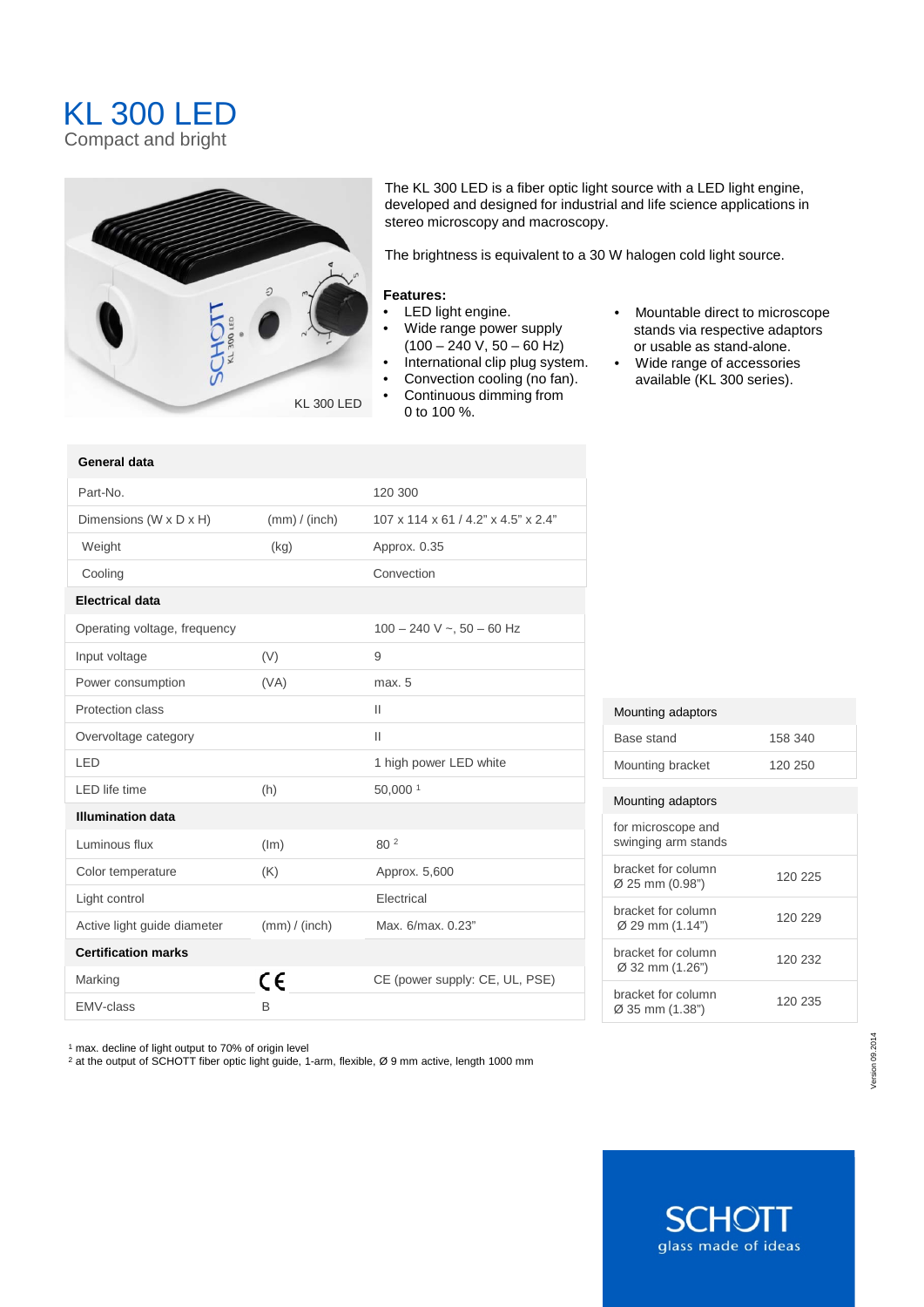# KL 300 LED

Compact and bright

KL 300 LED

The KL 300 LED is a fiber optic light source with a LED light engine, developed and designed for industrial and life science applications in stereo microscopy and macroscopy.

The brightness is equivalent to a 30 W halogen cold light source.

**Features:**

- LED light engine.
- Wide range power supply (100 – 240 V, 50 – 60 Hz)
- International clip plug system.
- Convection cooling (no fan).
- Continuous dimming from 0 to 100 %.
- Mountable direct to microscope stands via respective adaptors or usable as stand-alone.
- Wide range of accessories available (KL 300 series).

| **General data** | | |
|---|---|---|
| Part-No. | | 120 300 |
| Dimensions (W x D x H) | (mm) / (inch) | 107 x 114 x 61 / 4.2" x 4.5" x 2.4" |
| Weight | (kg) | Approx. 0.35 |
| Cooling | | Convection |
| **Electrical data** | | |
| Operating voltage, frequency | | 100 – 240 V ~, 50 – 60 Hz |
| Input voltage | (V) | 9 |
| Power consumption | (VA) | max. 5 |
| Protection class | | II |
| Overvoltage category | | II |
| LED | | 1 high power LED white |
| LED life time | (h) | 50,000 [1] |
| **Illumination data** | | |
| Luminous flux | (lm) | 80 [2] |
| Color temperature | (K) | Approx. 5,600 |
| Light control | | Electrical |
| Active light guide diameter | (mm) / (inch) | Max. 6/max. 0.23" |
| **Certification marks** | | |
| Marking | CE | CE (power supply: CE, UL, PSE) |
| EMV-class | B | |

| Mounting adaptors | |
|---|---|
| Base stand | 158 340 |
| Mounting bracket | 120 250 |

| Mounting adaptors | |
|---|---|
| for microscope and swinging arm stands | |
| bracket for column Ø 25 mm (0.98") | 120 225 |
| bracket for column Ø 29 mm (1.14") | 120 229 |
| bracket for column Ø 32 mm (1.26") | 120 232 |
| bracket for column Ø 35 mm (1.38") | 120 235 |

[1] max. decline of light output to 70% of origin level
[2] at the output of SCHOTT fiber optic light guide, 1-arm, flexible, Ø 9 mm active, length 1000 mm

Version 09.2014

SCHOTT
glass made of ideas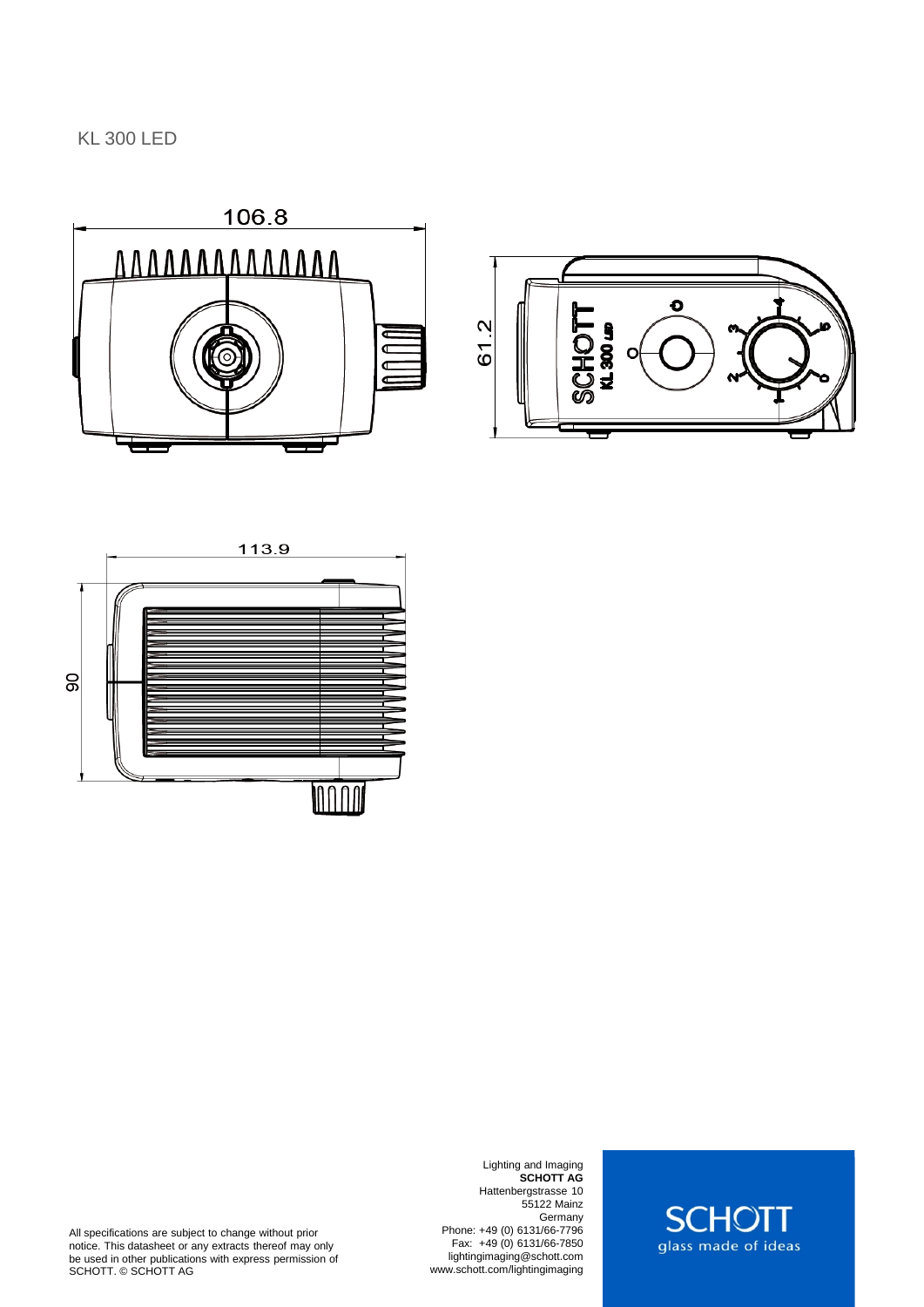KL 300 LED

106.8

61.2

113.9

90

All specifications are subject to change without prior notice. This datasheet or any extracts thereof may only be used in other publications with express permission of SCHOTT. © SCHOTT AG

Lighting and Imaging
**SCHOTT AG**
Hattenbergstrasse 10
55122 Mainz
Germany
Phone: +49 (0) 6131/66-7796
Fax: +49 (0) 6131/66-7850
lightingimaging@schott.com
www.schott.com/lightingimaging

SCHOTT
glass made of ideas